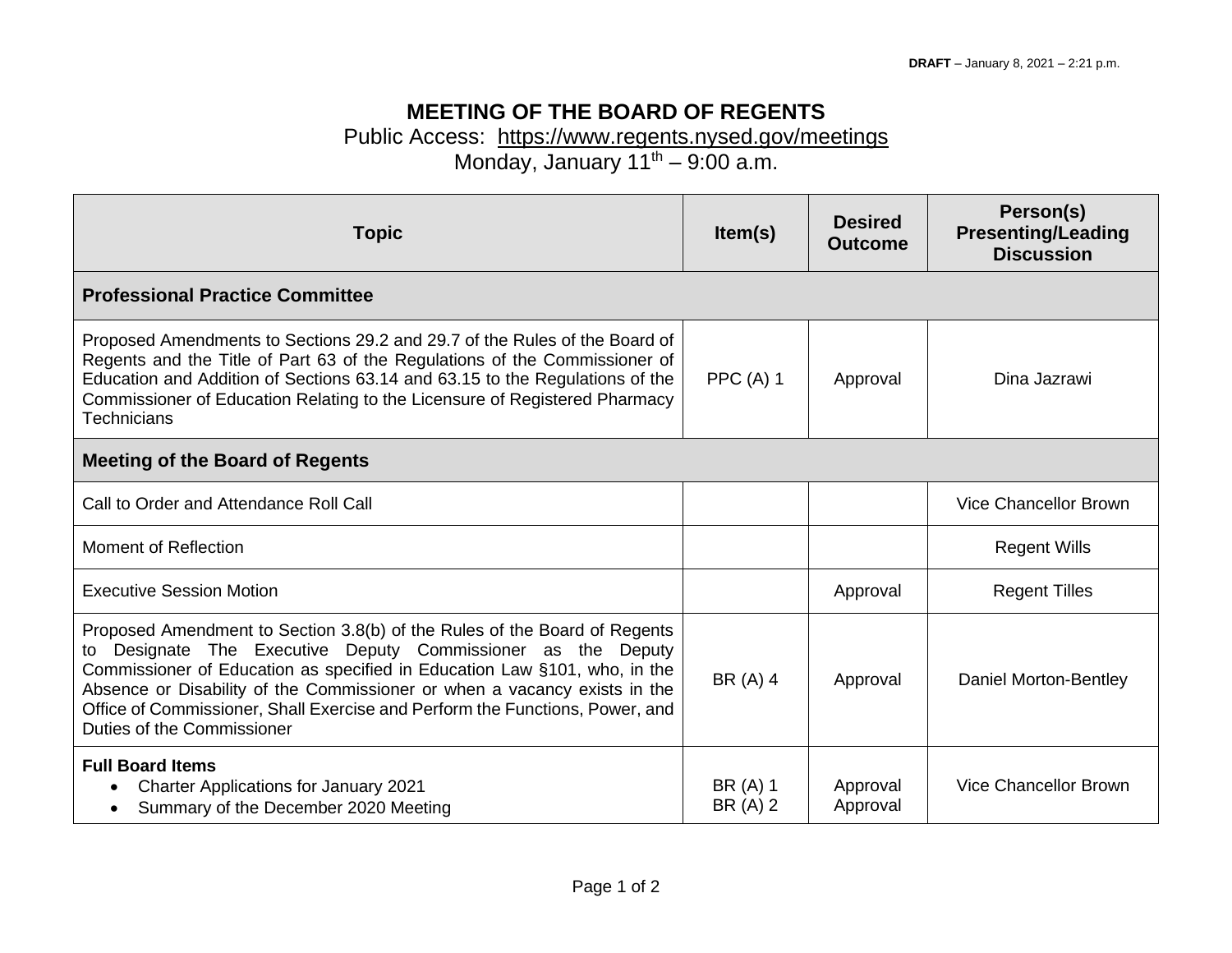**DRAFT** – January 8, 2021 – 2:21 p.m.

# MEETING OF THE BOARD OF REGENTS

Public Access: https://www.regents.nysed.gov/meetings

Monday, January 11th – 9:00 a.m.

| Topic | Item(s) | Desired Outcome | Person(s) Presenting/Leading Discussion |
|---|---|---|---|
| **Professional Practice Committee** | | | |
| Proposed Amendments to Sections 29.2 and 29.7 of the Rules of the Board of Regents and the Title of Part 63 of the Regulations of the Commissioner of Education and Addition of Sections 63.14 and 63.15 to the Regulations of the Commissioner of Education Relating to the Licensure of Registered Pharmacy Technicians | PPC (A) 1 | Approval | Dina Jazrawi |
| **Meeting of the Board of Regents** | | | |
| Call to Order and Attendance Roll Call | | | Vice Chancellor Brown |
| Moment of Reflection | | | Regent Wills |
| Executive Session Motion | | Approval | Regent Tilles |
| Proposed Amendment to Section 3.8(b) of the Rules of the Board of Regents to Designate The Executive Deputy Commissioner as the Deputy Commissioner of Education as specified in Education Law §101, who, in the Absence or Disability of the Commissioner or when a vacancy exists in the Office of Commissioner, Shall Exercise and Perform the Functions, Power, and Duties of the Commissioner | BR (A) 4 | Approval | Daniel Morton-Bentley |
| **Full Board Items**<br>• Charter Applications for January 2021<br>• Summary of the December 2020 Meeting | BR (A) 1<br>BR (A) 2 | Approval<br>Approval | Vice Chancellor Brown |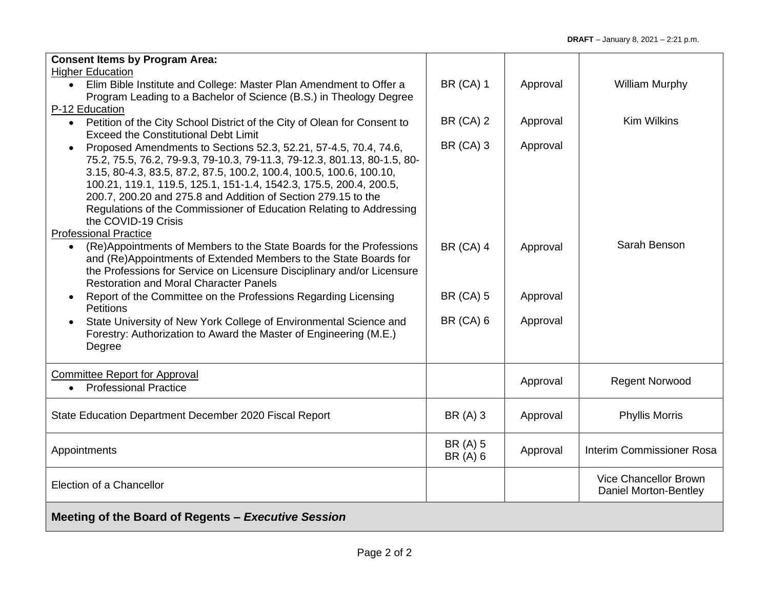| | | | |
|---|---|---|---|
| **Consent Items by Program Area:**<br>Higher Education<br>• Elim Bible Institute and College: Master Plan Amendment to Offer a Program Leading to a Bachelor of Science (B.S.) in Theology Degree | BR (CA) 1 | Approval | William Murphy |
| P-12 Education<br>• Petition of the City School District of the City of Olean for Consent to Exceed the Constitutional Debt Limit | BR (CA) 2 | Approval | Kim Wilkins |
| • Proposed Amendments to Sections 52.3, 52.21, 57-4.5, 70.4, 74.6, 75.2, 75.5, 76.2, 79-9.3, 79-10.3, 79-11.3, 79-12.3, 801.13, 80-1.5, 80-3.15, 80-4.3, 83.5, 87.2, 87.5, 100.2, 100.4, 100.5, 100.6, 100.10, 100.21, 119.1, 119.5, 125.1, 151-1.4, 1542.3, 175.5, 200.4, 200.5, 200.7, 200.20 and 275.8 and Addition of Section 279.15 to the Regulations of the Commissioner of Education Relating to Addressing the COVID-19 Crisis | BR (CA) 3 | Approval | |
| Professional Practice<br>• (Re)Appointments of Members to the State Boards for the Professions and (Re)Appointments of Extended Members to the State Boards for the Professions for Service on Licensure Disciplinary and/or Licensure Restoration and Moral Character Panels | BR (CA) 4 | Approval | Sarah Benson |
| • Report of the Committee on the Professions Regarding Licensing Petitions | BR (CA) 5 | Approval | |
| • State University of New York College of Environmental Science and Forestry: Authorization to Award the Master of Engineering (M.E.) Degree | BR (CA) 6 | Approval | |
| Committee Report for Approval<br>• Professional Practice | | Approval | Regent Norwood |
| State Education Department December 2020 Fiscal Report | BR (A) 3 | Approval | Phyllis Morris |
| Appointments | BR (A) 5<br>BR (A) 6 | Approval | Interim Commissioner Rosa |
| Election of a Chancellor | | | Vice Chancellor Brown<br>Daniel Morton-Bentley |
| **Meeting of the Board of Regents – *Executive Session*** | | | |